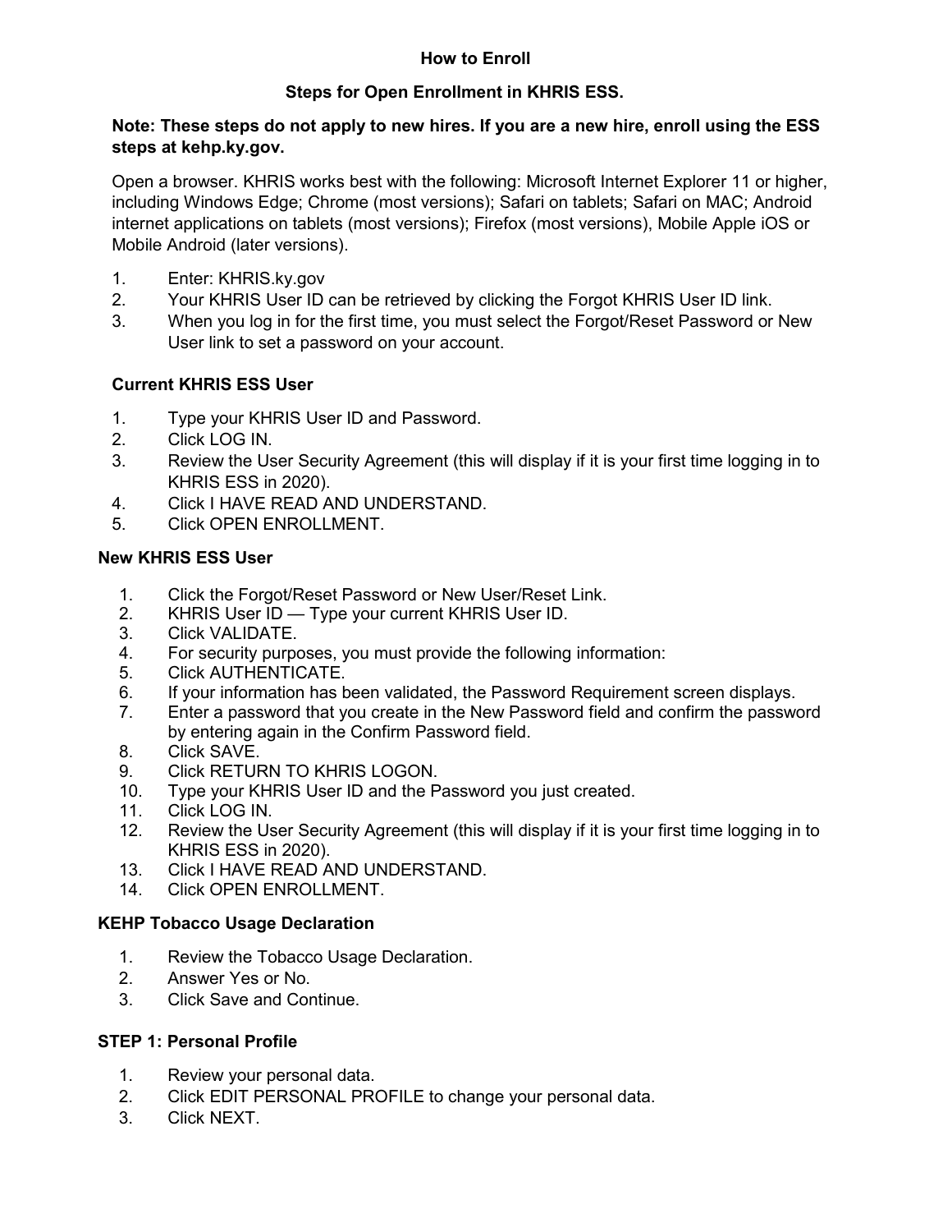# How to Enroll

## Steps for Open Enrollment in KHRIS ESS.

**Note: These steps do not apply to new hires. If you are a new hire, enroll using the ESS steps at kehp.ky.gov.**

Open a browser. KHRIS works best with the following: Microsoft Internet Explorer 11 or higher, including Windows Edge; Chrome (most versions); Safari on tablets; Safari on MAC; Android internet applications on tablets (most versions); Firefox (most versions), Mobile Apple iOS or Mobile Android (later versions).

1. Enter: KHRIS.ky.gov
2. Your KHRIS User ID can be retrieved by clicking the Forgot KHRIS User ID link.
3. When you log in for the first time, you must select the Forgot/Reset Password or New User link to set a password on your account.

### Current KHRIS ESS User

1. Type your KHRIS User ID and Password.
2. Click LOG IN.
3. Review the User Security Agreement (this will display if it is your first time logging in to KHRIS ESS in 2020).
4. Click I HAVE READ AND UNDERSTAND.
5. Click OPEN ENROLLMENT.

### New KHRIS ESS User

1. Click the Forgot/Reset Password or New User/Reset Link.
2. KHRIS User ID — Type your current KHRIS User ID.
3. Click VALIDATE.
4. For security purposes, you must provide the following information:
5. Click AUTHENTICATE.
6. If your information has been validated, the Password Requirement screen displays.
7. Enter a password that you create in the New Password field and confirm the password by entering again in the Confirm Password field.
8. Click SAVE.
9. Click RETURN TO KHRIS LOGON.
10. Type your KHRIS User ID and the Password you just created.
11. Click LOG IN.
12. Review the User Security Agreement (this will display if it is your first time logging in to KHRIS ESS in 2020).
13. Click I HAVE READ AND UNDERSTAND.
14. Click OPEN ENROLLMENT.

### KEHP Tobacco Usage Declaration

1. Review the Tobacco Usage Declaration.
2. Answer Yes or No.
3. Click Save and Continue.

### STEP 1: Personal Profile

1. Review your personal data.
2. Click EDIT PERSONAL PROFILE to change your personal data.
3. Click NEXT.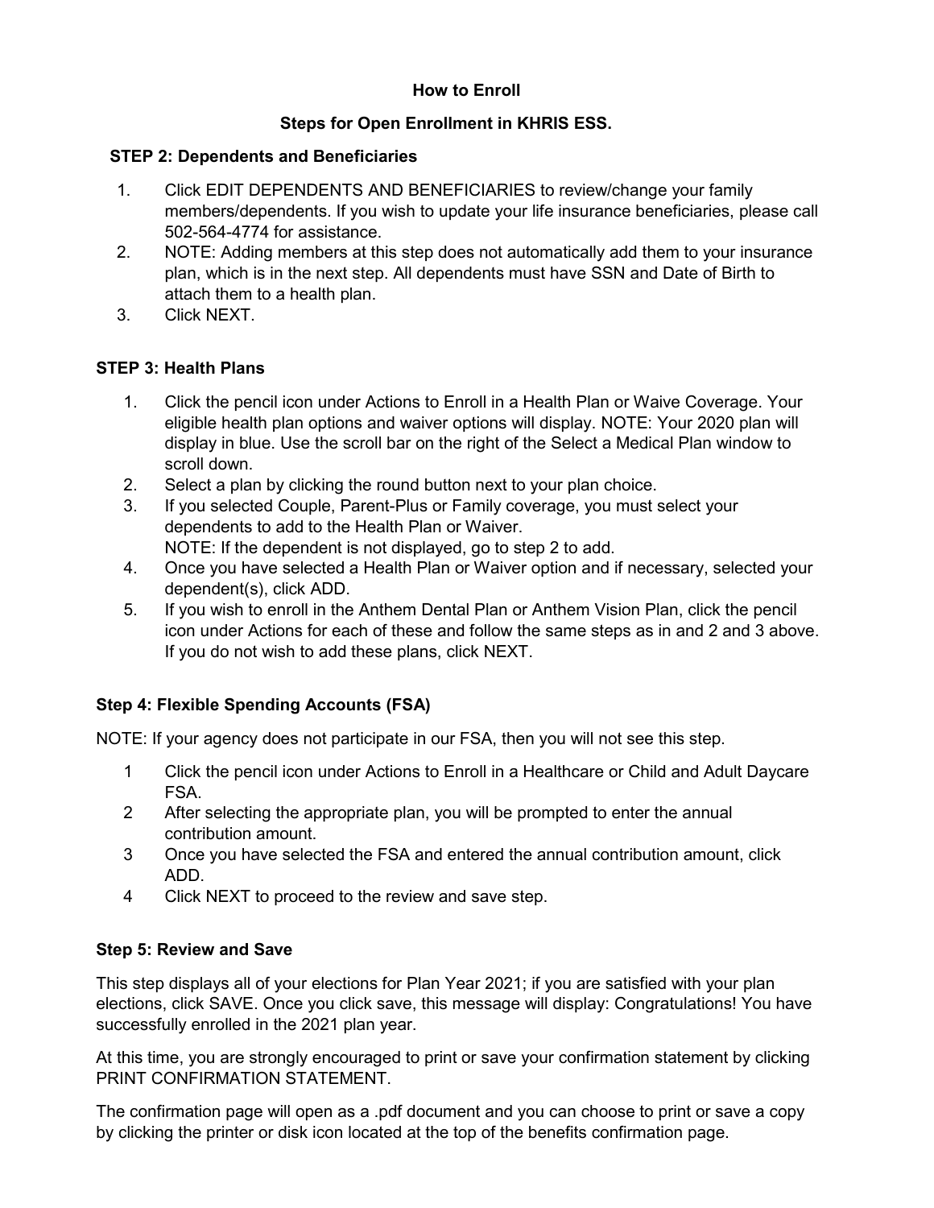**How to Enroll**

**Steps for Open Enrollment in KHRIS ESS.**

**STEP 2: Dependents and Beneficiaries**

1. Click EDIT DEPENDENTS AND BENEFICIARIES to review/change your family members/dependents. If you wish to update your life insurance beneficiaries, please call 502-564-4774 for assistance.
2. NOTE: Adding members at this step does not automatically add them to your insurance plan, which is in the next step. All dependents must have SSN and Date of Birth to attach them to a health plan.
3. Click NEXT.

**STEP 3: Health Plans**

1. Click the pencil icon under Actions to Enroll in a Health Plan or Waive Coverage. Your eligible health plan options and waiver options will display. NOTE: Your 2020 plan will display in blue. Use the scroll bar on the right of the Select a Medical Plan window to scroll down.
2. Select a plan by clicking the round button next to your plan choice.
3. If you selected Couple, Parent-Plus or Family coverage, you must select your dependents to add to the Health Plan or Waiver.
   NOTE: If the dependent is not displayed, go to step 2 to add.
4. Once you have selected a Health Plan or Waiver option and if necessary, selected your dependent(s), click ADD.
5. If you wish to enroll in the Anthem Dental Plan or Anthem Vision Plan, click the pencil icon under Actions for each of these and follow the same steps as in and 2 and 3 above. If you do not wish to add these plans, click NEXT.

**Step 4: Flexible Spending Accounts (FSA)**

NOTE: If your agency does not participate in our FSA, then you will not see this step.

1. Click the pencil icon under Actions to Enroll in a Healthcare or Child and Adult Daycare FSA.
2. After selecting the appropriate plan, you will be prompted to enter the annual contribution amount.
3. Once you have selected the FSA and entered the annual contribution amount, click ADD.
4. Click NEXT to proceed to the review and save step.

**Step 5: Review and Save**

This step displays all of your elections for Plan Year 2021; if you are satisfied with your plan elections, click SAVE. Once you click save, this message will display: Congratulations! You have successfully enrolled in the 2021 plan year.

At this time, you are strongly encouraged to print or save your confirmation statement by clicking PRINT CONFIRMATION STATEMENT.

The confirmation page will open as a .pdf document and you can choose to print or save a copy by clicking the printer or disk icon located at the top of the benefits confirmation page.